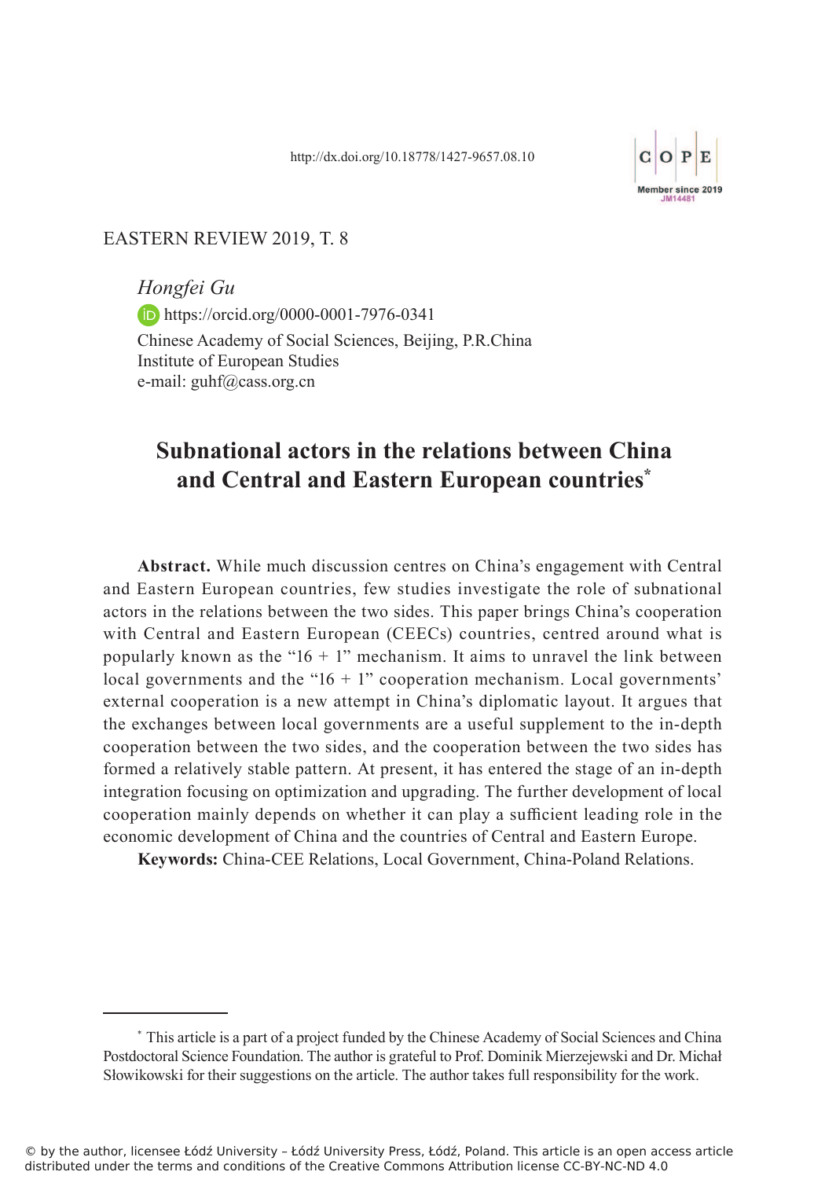http://dx.doi.org/10.18778/1427-9657.08.10

EASTERN REVIEW 2019, T. 8

*Hongfei Gu*

https://orcid.org/0000-0001-7976-0341

Chinese Academy of Social Sciences, Beijing, P.R.China

Institute of European Studies

e-mail: guhf@cass.org.cn

# Subnational actors in the relations between China and Central and Eastern European countries*

**Abstract.** While much discussion centres on China's engagement with Central and Eastern European countries, few studies investigate the role of subnational actors in the relations between the two sides. This paper brings China's cooperation with Central and Eastern European (CEECs) countries, centred around what is popularly known as the "16 + 1" mechanism. It aims to unravel the link between local governments and the "16 + 1" cooperation mechanism. Local governments' external cooperation is a new attempt in China's diplomatic layout. It argues that the exchanges between local governments are a useful supplement to the in-depth cooperation between the two sides, and the cooperation between the two sides has formed a relatively stable pattern. At present, it has entered the stage of an in-depth integration focusing on optimization and upgrading. The further development of local cooperation mainly depends on whether it can play a sufficient leading role in the economic development of China and the countries of Central and Eastern Europe.

**Keywords:** China-CEE Relations, Local Government, China-Poland Relations.

---

* This article is a part of a project funded by the Chinese Academy of Social Sciences and China Postdoctoral Science Foundation. The author is grateful to Prof. Dominik Mierzejewski and Dr. Michał Słowikowski for their suggestions on the article. The author takes full responsibility for the work.

© by the author, licensee Łódź University – Łódź University Press, Łódź, Poland. This article is an open access article distributed under the terms and conditions of the Creative Commons Attribution license CC-BY-NC-ND 4.0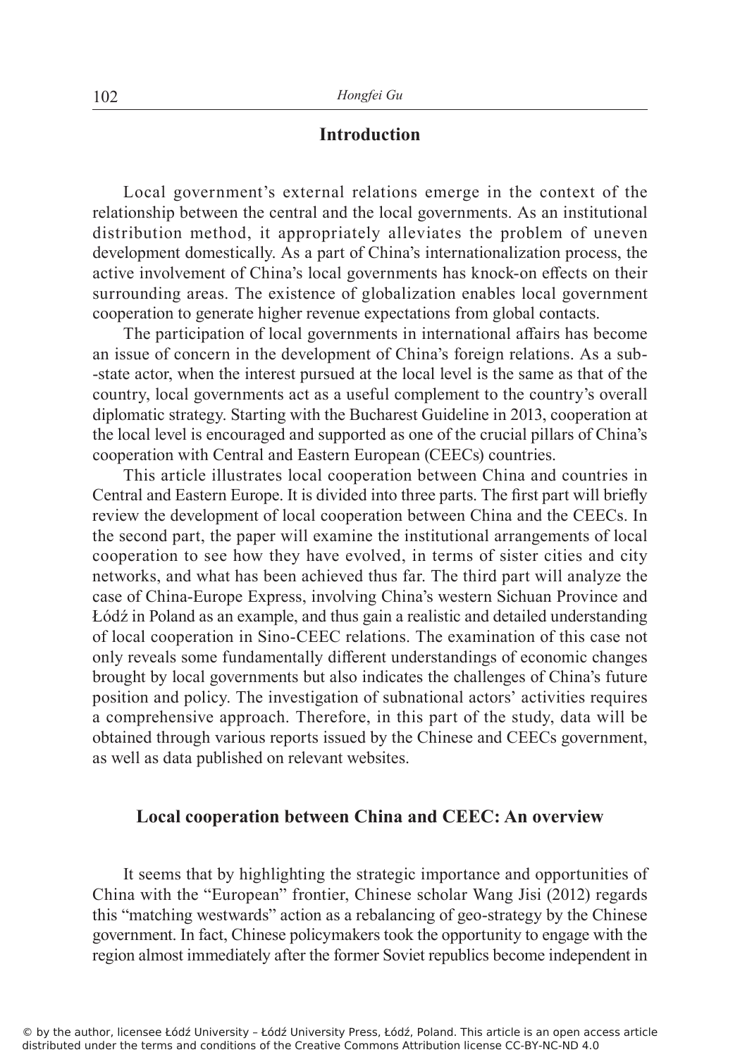## Introduction

Local government's external relations emerge in the context of the relationship between the central and the local governments. As an institutional distribution method, it appropriately alleviates the problem of uneven development domestically. As a part of China's internationalization process, the active involvement of China's local governments has knock-on effects on their surrounding areas. The existence of globalization enables local government cooperation to generate higher revenue expectations from global contacts.

The participation of local governments in international affairs has become an issue of concern in the development of China's foreign relations. As a sub-state actor, when the interest pursued at the local level is the same as that of the country, local governments act as a useful complement to the country's overall diplomatic strategy. Starting with the Bucharest Guideline in 2013, cooperation at the local level is encouraged and supported as one of the crucial pillars of China's cooperation with Central and Eastern European (CEECs) countries.

This article illustrates local cooperation between China and countries in Central and Eastern Europe. It is divided into three parts. The first part will briefly review the development of local cooperation between China and the CEECs. In the second part, the paper will examine the institutional arrangements of local cooperation to see how they have evolved, in terms of sister cities and city networks, and what has been achieved thus far. The third part will analyze the case of China-Europe Express, involving China's western Sichuan Province and Łódź in Poland as an example, and thus gain a realistic and detailed understanding of local cooperation in Sino-CEEC relations. The examination of this case not only reveals some fundamentally different understandings of economic changes brought by local governments but also indicates the challenges of China's future position and policy. The investigation of subnational actors' activities requires a comprehensive approach. Therefore, in this part of the study, data will be obtained through various reports issued by the Chinese and CEECs government, as well as data published on relevant websites.

## Local cooperation between China and CEEC: An overview

It seems that by highlighting the strategic importance and opportunities of China with the "European" frontier, Chinese scholar Wang Jisi (2012) regards this "matching westwards" action as a rebalancing of geo-strategy by the Chinese government. In fact, Chinese policymakers took the opportunity to engage with the region almost immediately after the former Soviet republics become independent in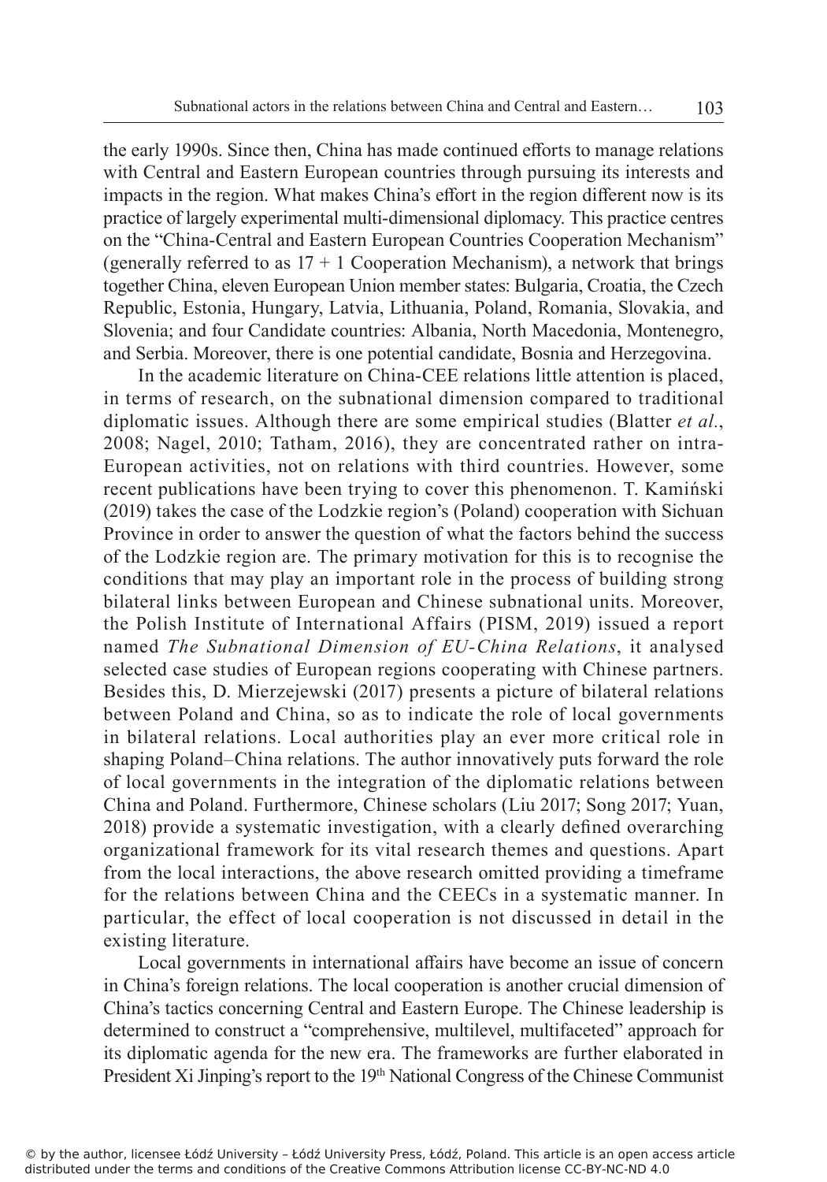the early 1990s. Since then, China has made continued efforts to manage relations with Central and Eastern European countries through pursuing its interests and impacts in the region. What makes China's effort in the region different now is its practice of largely experimental multi-dimensional diplomacy. This practice centres on the "China-Central and Eastern European Countries Cooperation Mechanism" (generally referred to as 17 + 1 Cooperation Mechanism), a network that brings together China, eleven European Union member states: Bulgaria, Croatia, the Czech Republic, Estonia, Hungary, Latvia, Lithuania, Poland, Romania, Slovakia, and Slovenia; and four Candidate countries: Albania, North Macedonia, Montenegro, and Serbia. Moreover, there is one potential candidate, Bosnia and Herzegovina.

In the academic literature on China-CEE relations little attention is placed, in terms of research, on the subnational dimension compared to traditional diplomatic issues. Although there are some empirical studies (Blatter *et al.*, 2008; Nagel, 2010; Tatham, 2016), they are concentrated rather on intra-European activities, not on relations with third countries. However, some recent publications have been trying to cover this phenomenon. T. Kamiński (2019) takes the case of the Lodzkie region's (Poland) cooperation with Sichuan Province in order to answer the question of what the factors behind the success of the Lodzkie region are. The primary motivation for this is to recognise the conditions that may play an important role in the process of building strong bilateral links between European and Chinese subnational units. Moreover, the Polish Institute of International Affairs (PISM, 2019) issued a report named *The Subnational Dimension of EU-China Relations*, it analysed selected case studies of European regions cooperating with Chinese partners. Besides this, D. Mierzejewski (2017) presents a picture of bilateral relations between Poland and China, so as to indicate the role of local governments in bilateral relations. Local authorities play an ever more critical role in shaping Poland–China relations. The author innovatively puts forward the role of local governments in the integration of the diplomatic relations between China and Poland. Furthermore, Chinese scholars (Liu 2017; Song 2017; Yuan, 2018) provide a systematic investigation, with a clearly defined overarching organizational framework for its vital research themes and questions. Apart from the local interactions, the above research omitted providing a timeframe for the relations between China and the CEECs in a systematic manner. In particular, the effect of local cooperation is not discussed in detail in the existing literature.

Local governments in international affairs have become an issue of concern in China's foreign relations. The local cooperation is another crucial dimension of China's tactics concerning Central and Eastern Europe. The Chinese leadership is determined to construct a "comprehensive, multilevel, multifaceted" approach for its diplomatic agenda for the new era. The frameworks are further elaborated in President Xi Jinping's report to the 19th National Congress of the Chinese Communist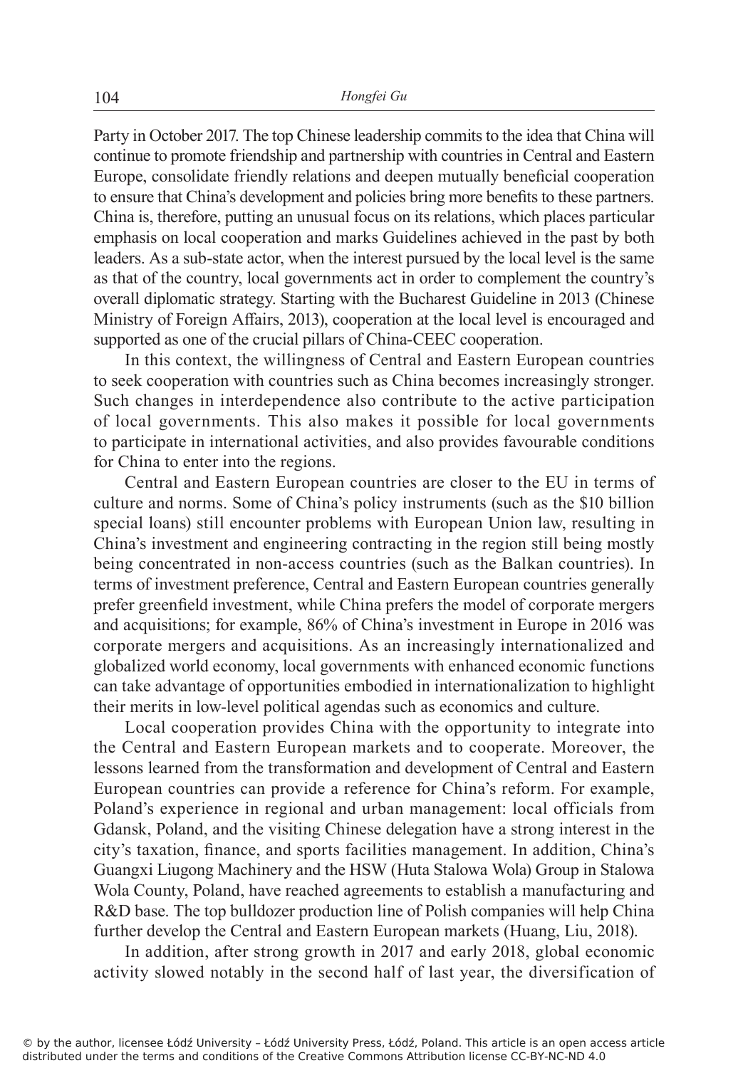Party in October 2017. The top Chinese leadership commits to the idea that China will continue to promote friendship and partnership with countries in Central and Eastern Europe, consolidate friendly relations and deepen mutually beneficial cooperation to ensure that China's development and policies bring more benefits to these partners. China is, therefore, putting an unusual focus on its relations, which places particular emphasis on local cooperation and marks Guidelines achieved in the past by both leaders. As a sub-state actor, when the interest pursued by the local level is the same as that of the country, local governments act in order to complement the country's overall diplomatic strategy. Starting with the Bucharest Guideline in 2013 (Chinese Ministry of Foreign Affairs, 2013), cooperation at the local level is encouraged and supported as one of the crucial pillars of China-CEEC cooperation.

In this context, the willingness of Central and Eastern European countries to seek cooperation with countries such as China becomes increasingly stronger. Such changes in interdependence also contribute to the active participation of local governments. This also makes it possible for local governments to participate in international activities, and also provides favourable conditions for China to enter into the regions.

Central and Eastern European countries are closer to the EU in terms of culture and norms. Some of China's policy instruments (such as the $10 billion special loans) still encounter problems with European Union law, resulting in China's investment and engineering contracting in the region still being mostly being concentrated in non-access countries (such as the Balkan countries). In terms of investment preference, Central and Eastern European countries generally prefer greenfield investment, while China prefers the model of corporate mergers and acquisitions; for example, 86% of China's investment in Europe in 2016 was corporate mergers and acquisitions. As an increasingly internationalized and globalized world economy, local governments with enhanced economic functions can take advantage of opportunities embodied in internationalization to highlight their merits in low-level political agendas such as economics and culture.

Local cooperation provides China with the opportunity to integrate into the Central and Eastern European markets and to cooperate. Moreover, the lessons learned from the transformation and development of Central and Eastern European countries can provide a reference for China's reform. For example, Poland's experience in regional and urban management: local officials from Gdansk, Poland, and the visiting Chinese delegation have a strong interest in the city's taxation, finance, and sports facilities management. In addition, China's Guangxi Liugong Machinery and the HSW (Huta Stalowa Wola) Group in Stalowa Wola County, Poland, have reached agreements to establish a manufacturing and R&D base. The top bulldozer production line of Polish companies will help China further develop the Central and Eastern European markets (Huang, Liu, 2018).

In addition, after strong growth in 2017 and early 2018, global economic activity slowed notably in the second half of last year, the diversification of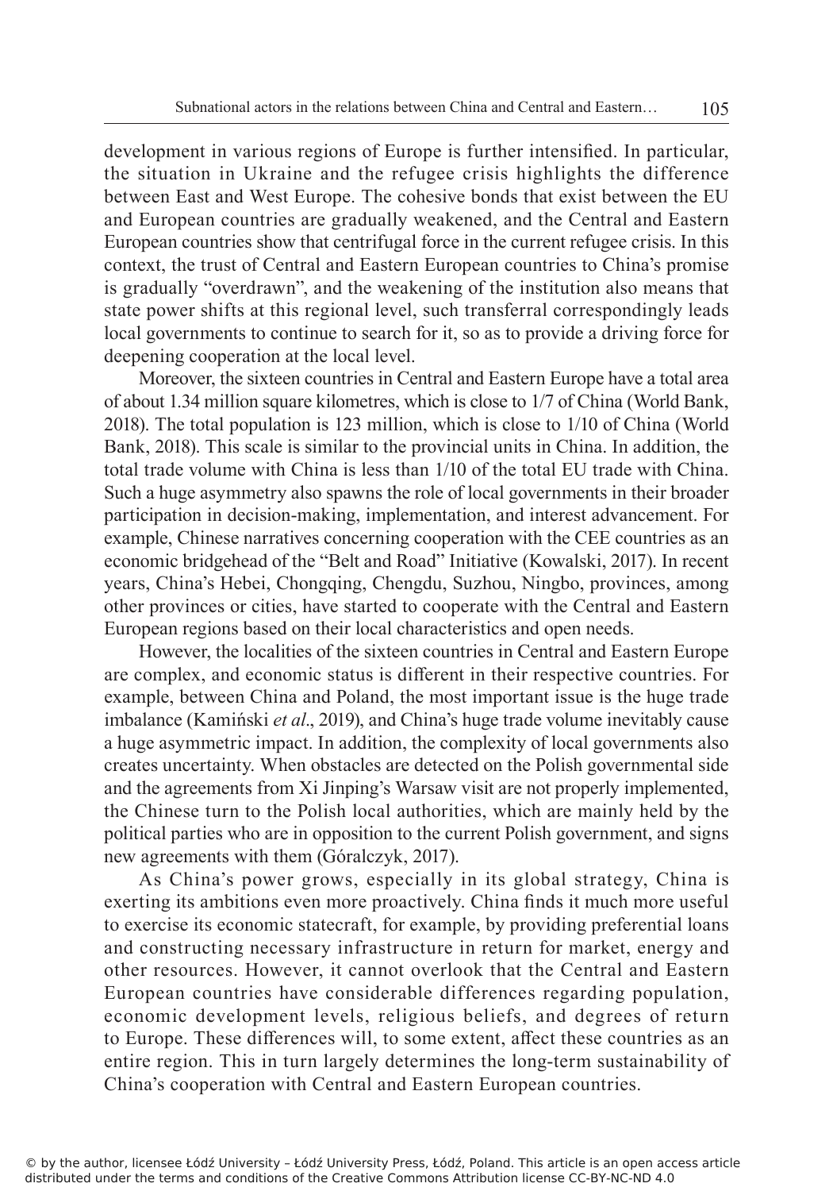development in various regions of Europe is further intensified. In particular, the situation in Ukraine and the refugee crisis highlights the difference between East and West Europe. The cohesive bonds that exist between the EU and European countries are gradually weakened, and the Central and Eastern European countries show that centrifugal force in the current refugee crisis. In this context, the trust of Central and Eastern European countries to China's promise is gradually "overdrawn", and the weakening of the institution also means that state power shifts at this regional level, such transferral correspondingly leads local governments to continue to search for it, so as to provide a driving force for deepening cooperation at the local level.

Moreover, the sixteen countries in Central and Eastern Europe have a total area of about 1.34 million square kilometres, which is close to 1/7 of China (World Bank, 2018). The total population is 123 million, which is close to 1/10 of China (World Bank, 2018). This scale is similar to the provincial units in China. In addition, the total trade volume with China is less than 1/10 of the total EU trade with China. Such a huge asymmetry also spawns the role of local governments in their broader participation in decision-making, implementation, and interest advancement. For example, Chinese narratives concerning cooperation with the CEE countries as an economic bridgehead of the "Belt and Road" Initiative (Kowalski, 2017). In recent years, China's Hebei, Chongqing, Chengdu, Suzhou, Ningbo, provinces, among other provinces or cities, have started to cooperate with the Central and Eastern European regions based on their local characteristics and open needs.

However, the localities of the sixteen countries in Central and Eastern Europe are complex, and economic status is different in their respective countries. For example, between China and Poland, the most important issue is the huge trade imbalance (Kamiński *et al*., 2019), and China's huge trade volume inevitably cause a huge asymmetric impact. In addition, the complexity of local governments also creates uncertainty. When obstacles are detected on the Polish governmental side and the agreements from Xi Jinping's Warsaw visit are not properly implemented, the Chinese turn to the Polish local authorities, which are mainly held by the political parties who are in opposition to the current Polish government, and signs new agreements with them (Góralczyk, 2017).

As China's power grows, especially in its global strategy, China is exerting its ambitions even more proactively. China finds it much more useful to exercise its economic statecraft, for example, by providing preferential loans and constructing necessary infrastructure in return for market, energy and other resources. However, it cannot overlook that the Central and Eastern European countries have considerable differences regarding population, economic development levels, religious beliefs, and degrees of return to Europe. These differences will, to some extent, affect these countries as an entire region. This in turn largely determines the long-term sustainability of China's cooperation with Central and Eastern European countries.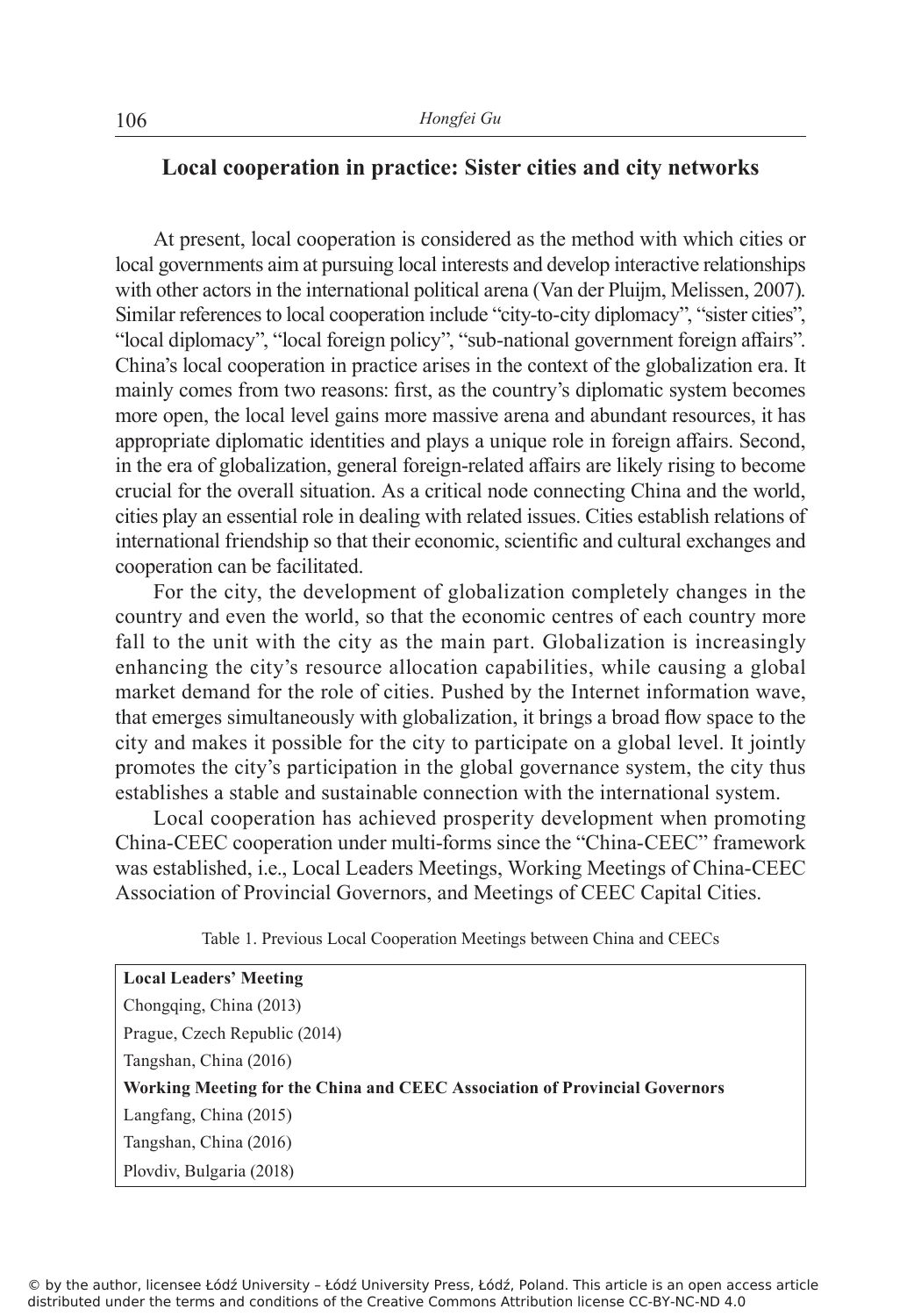## Local cooperation in practice: Sister cities and city networks

At present, local cooperation is considered as the method with which cities or local governments aim at pursuing local interests and develop interactive relationships with other actors in the international political arena (Van der Pluijm, Melissen, 2007). Similar references to local cooperation include "city-to-city diplomacy", "sister cities", "local diplomacy", "local foreign policy", "sub-national government foreign affairs". China's local cooperation in practice arises in the context of the globalization era. It mainly comes from two reasons: first, as the country's diplomatic system becomes more open, the local level gains more massive arena and abundant resources, it has appropriate diplomatic identities and plays a unique role in foreign affairs. Second, in the era of globalization, general foreign-related affairs are likely rising to become crucial for the overall situation. As a critical node connecting China and the world, cities play an essential role in dealing with related issues. Cities establish relations of international friendship so that their economic, scientific and cultural exchanges and cooperation can be facilitated.

For the city, the development of globalization completely changes in the country and even the world, so that the economic centres of each country more fall to the unit with the city as the main part. Globalization is increasingly enhancing the city's resource allocation capabilities, while causing a global market demand for the role of cities. Pushed by the Internet information wave, that emerges simultaneously with globalization, it brings a broad flow space to the city and makes it possible for the city to participate on a global level. It jointly promotes the city's participation in the global governance system, the city thus establishes a stable and sustainable connection with the international system.

Local cooperation has achieved prosperity development when promoting China-CEEC cooperation under multi-forms since the "China-CEEC" framework was established, i.e., Local Leaders Meetings, Working Meetings of China-CEEC Association of Provincial Governors, and Meetings of CEEC Capital Cities.

Table 1. Previous Local Cooperation Meetings between China and CEECs

| **Local Leaders' Meeting** |
|---|
| Chongqing, China (2013) |
| Prague, Czech Republic (2014) |
| Tangshan, China (2016) |
| **Working Meeting for the China and CEEC Association of Provincial Governors** |
| Langfang, China (2015) |
| Tangshan, China (2016) |
| Plovdiv, Bulgaria (2018) |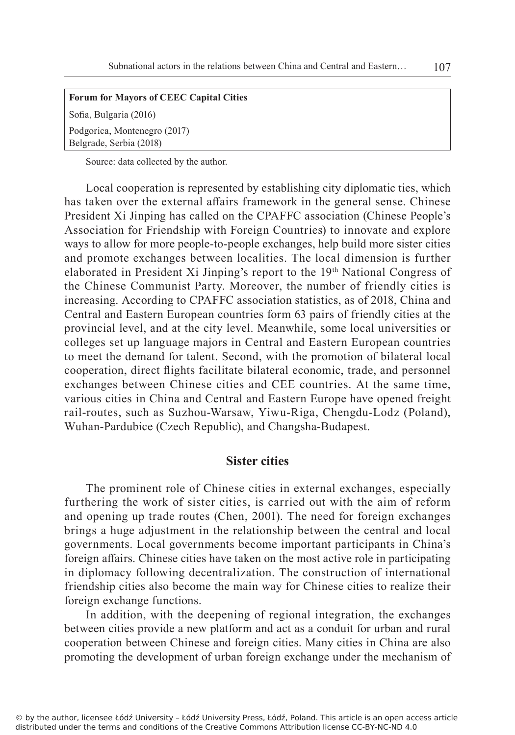| Forum for Mayors of CEEC Capital Cities |
|---|
| Sofia, Bulgaria (2016) |
| Podgorica, Montenegro (2017)<br>Belgrade, Serbia (2018) |

Source: data collected by the author.

Local cooperation is represented by establishing city diplomatic ties, which has taken over the external affairs framework in the general sense. Chinese President Xi Jinping has called on the CPAFFC association (Chinese People's Association for Friendship with Foreign Countries) to innovate and explore ways to allow for more people-to-people exchanges, help build more sister cities and promote exchanges between localities. The local dimension is further elaborated in President Xi Jinping's report to the 19th National Congress of the Chinese Communist Party. Moreover, the number of friendly cities is increasing. According to CPAFFC association statistics, as of 2018, China and Central and Eastern European countries form 63 pairs of friendly cities at the provincial level, and at the city level. Meanwhile, some local universities or colleges set up language majors in Central and Eastern European countries to meet the demand for talent. Second, with the promotion of bilateral local cooperation, direct flights facilitate bilateral economic, trade, and personnel exchanges between Chinese cities and CEE countries. At the same time, various cities in China and Central and Eastern Europe have opened freight rail-routes, such as Suzhou-Warsaw, Yiwu-Riga, Chengdu-Lodz (Poland), Wuhan-Pardubice (Czech Republic), and Changsha-Budapest.

## Sister cities

The prominent role of Chinese cities in external exchanges, especially furthering the work of sister cities, is carried out with the aim of reform and opening up trade routes (Chen, 2001). The need for foreign exchanges brings a huge adjustment in the relationship between the central and local governments. Local governments become important participants in China's foreign affairs. Chinese cities have taken on the most active role in participating in diplomacy following decentralization. The construction of international friendship cities also become the main way for Chinese cities to realize their foreign exchange functions.

In addition, with the deepening of regional integration, the exchanges between cities provide a new platform and act as a conduit for urban and rural cooperation between Chinese and foreign cities. Many cities in China are also promoting the development of urban foreign exchange under the mechanism of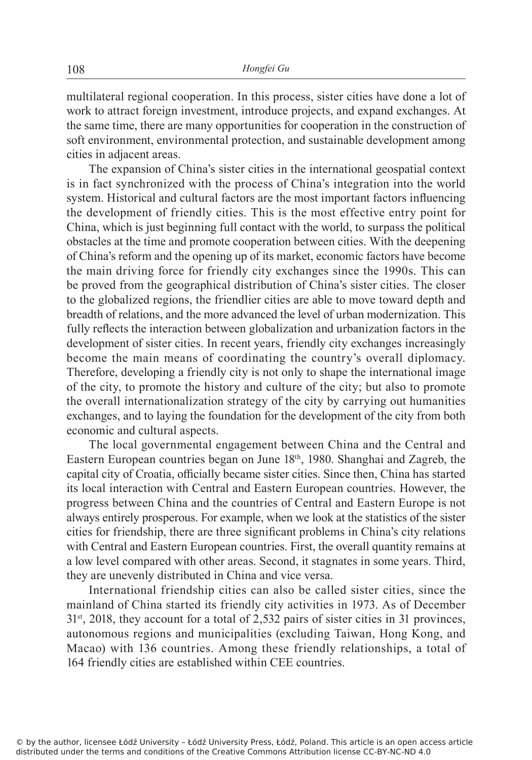multilateral regional cooperation. In this process, sister cities have done a lot of work to attract foreign investment, introduce projects, and expand exchanges. At the same time, there are many opportunities for cooperation in the construction of soft environment, environmental protection, and sustainable development among cities in adjacent areas.

The expansion of China's sister cities in the international geospatial context is in fact synchronized with the process of China's integration into the world system. Historical and cultural factors are the most important factors influencing the development of friendly cities. This is the most effective entry point for China, which is just beginning full contact with the world, to surpass the political obstacles at the time and promote cooperation between cities. With the deepening of China's reform and the opening up of its market, economic factors have become the main driving force for friendly city exchanges since the 1990s. This can be proved from the geographical distribution of China's sister cities. The closer to the globalized regions, the friendlier cities are able to move toward depth and breadth of relations, and the more advanced the level of urban modernization. This fully reflects the interaction between globalization and urbanization factors in the development of sister cities. In recent years, friendly city exchanges increasingly become the main means of coordinating the country's overall diplomacy. Therefore, developing a friendly city is not only to shape the international image of the city, to promote the history and culture of the city; but also to promote the overall internationalization strategy of the city by carrying out humanities exchanges, and to laying the foundation for the development of the city from both economic and cultural aspects.

The local governmental engagement between China and the Central and Eastern European countries began on June 18th, 1980. Shanghai and Zagreb, the capital city of Croatia, officially became sister cities. Since then, China has started its local interaction with Central and Eastern European countries. However, the progress between China and the countries of Central and Eastern Europe is not always entirely prosperous. For example, when we look at the statistics of the sister cities for friendship, there are three significant problems in China's city relations with Central and Eastern European countries. First, the overall quantity remains at a low level compared with other areas. Second, it stagnates in some years. Third, they are unevenly distributed in China and vice versa.

International friendship cities can also be called sister cities, since the mainland of China started its friendly city activities in 1973. As of December 31st, 2018, they account for a total of 2,532 pairs of sister cities in 31 provinces, autonomous regions and municipalities (excluding Taiwan, Hong Kong, and Macao) with 136 countries. Among these friendly relationships, a total of 164 friendly cities are established within CEE countries.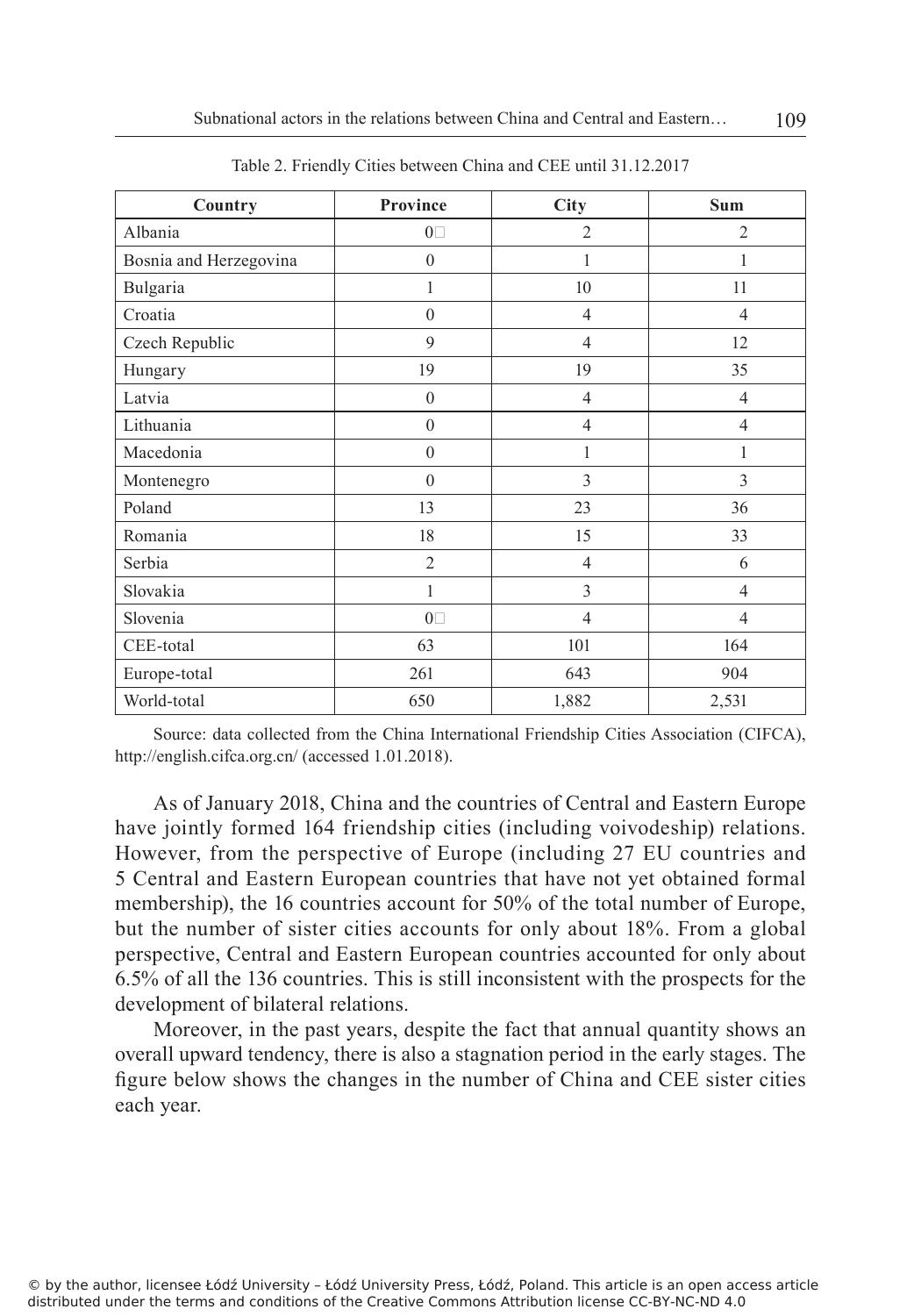Table 2. Friendly Cities between China and CEE until 31.12.2017

| Country | Province | City | Sum |
|---|---|---|---|
| Albania | 0 | 2 | 2 |
| Bosnia and Herzegovina | 0 | 1 | 1 |
| Bulgaria | 1 | 10 | 11 |
| Croatia | 0 | 4 | 4 |
| Czech Republic | 9 | 4 | 12 |
| Hungary | 19 | 19 | 35 |
| Latvia | 0 | 4 | 4 |
| Lithuania | 0 | 4 | 4 |
| Macedonia | 0 | 1 | 1 |
| Montenegro | 0 | 3 | 3 |
| Poland | 13 | 23 | 36 |
| Romania | 18 | 15 | 33 |
| Serbia | 2 | 4 | 6 |
| Slovakia | 1 | 3 | 4 |
| Slovenia | 0 | 4 | 4 |
| CEE-total | 63 | 101 | 164 |
| Europe-total | 261 | 643 | 904 |
| World-total | 650 | 1,882 | 2,531 |

Source: data collected from the China International Friendship Cities Association (CIFCA), http://english.cifca.org.cn/ (accessed 1.01.2018).

As of January 2018, China and the countries of Central and Eastern Europe have jointly formed 164 friendship cities (including voivodeship) relations. However, from the perspective of Europe (including 27 EU countries and 5 Central and Eastern European countries that have not yet obtained formal membership), the 16 countries account for 50% of the total number of Europe, but the number of sister cities accounts for only about 18%. From a global perspective, Central and Eastern European countries accounted for only about 6.5% of all the 136 countries. This is still inconsistent with the prospects for the development of bilateral relations.

Moreover, in the past years, despite the fact that annual quantity shows an overall upward tendency, there is also a stagnation period in the early stages. The figure below shows the changes in the number of China and CEE sister cities each year.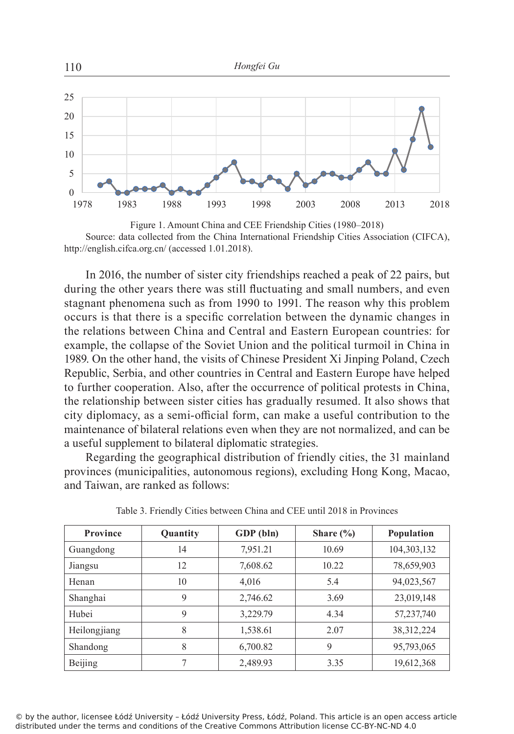Figure 1. Amount China and CEE Friendship Cities (1980–2018)
Source: data collected from the China International Friendship Cities Association (CIFCA), http://english.cifca.org.cn/ (accessed 1.01.2018).

In 2016, the number of sister city friendships reached a peak of 22 pairs, but during the other years there was still fluctuating and small numbers, and even stagnant phenomena such as from 1990 to 1991. The reason why this problem occurs is that there is a specific correlation between the dynamic changes in the relations between China and Central and Eastern European countries: for example, the collapse of the Soviet Union and the political turmoil in China in 1989. On the other hand, the visits of Chinese President Xi Jinping Poland, Czech Republic, Serbia, and other countries in Central and Eastern Europe have helped to further cooperation. Also, after the occurrence of political protests in China, the relationship between sister cities has gradually resumed. It also shows that city diplomacy, as a semi-official form, can make a useful contribution to the maintenance of bilateral relations even when they are not normalized, and can be a useful supplement to bilateral diplomatic strategies.

Regarding the geographical distribution of friendly cities, the 31 mainland provinces (municipalities, autonomous regions), excluding Hong Kong, Macao, and Taiwan, are ranked as follows:

Table 3. Friendly Cities between China and CEE until 2018 in Provinces

| Province | Quantity | GDP (bln) | Share (%) | Population |
|---|---|---|---|---|
| Guangdong | 14 | 7,951.21 | 10.69 | 104,303,132 |
| Jiangsu | 12 | 7,608.62 | 10.22 | 78,659,903 |
| Henan | 10 | 4,016 | 5.4 | 94,023,567 |
| Shanghai | 9 | 2,746.62 | 3.69 | 23,019,148 |
| Hubei | 9 | 3,229.79 | 4.34 | 57,237,740 |
| Heilongjiang | 8 | 1,538.61 | 2.07 | 38,312,224 |
| Shandong | 8 | 6,700.82 | 9 | 95,793,065 |
| Beijing | 7 | 2,489.93 | 3.35 | 19,612,368 |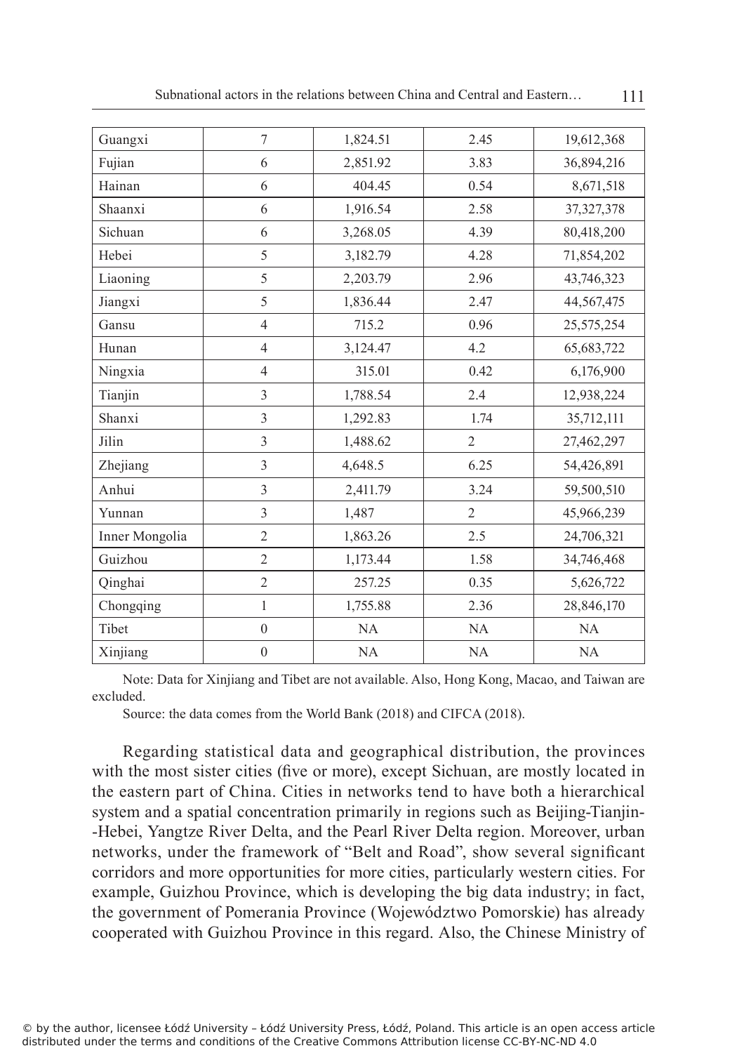| Guangxi | 7 | 1,824.51 | 2.45 | 19,612,368 |
|---|---|---|---|---|
| Fujian | 6 | 2,851.92 | 3.83 | 36,894,216 |
| Hainan | 6 | 404.45 | 0.54 | 8,671,518 |
| Shaanxi | 6 | 1,916.54 | 2.58 | 37,327,378 |
| Sichuan | 6 | 3,268.05 | 4.39 | 80,418,200 |
| Hebei | 5 | 3,182.79 | 4.28 | 71,854,202 |
| Liaoning | 5 | 2,203.79 | 2.96 | 43,746,323 |
| Jiangxi | 5 | 1,836.44 | 2.47 | 44,567,475 |
| Gansu | 4 | 715.2 | 0.96 | 25,575,254 |
| Hunan | 4 | 3,124.47 | 4.2 | 65,683,722 |
| Ningxia | 4 | 315.01 | 0.42 | 6,176,900 |
| Tianjin | 3 | 1,788.54 | 2.4 | 12,938,224 |
| Shanxi | 3 | 1,292.83 | 1.74 | 35,712,111 |
| Jilin | 3 | 1,488.62 | 2 | 27,462,297 |
| Zhejiang | 3 | 4,648.5 | 6.25 | 54,426,891 |
| Anhui | 3 | 2,411.79 | 3.24 | 59,500,510 |
| Yunnan | 3 | 1,487 | 2 | 45,966,239 |
| Inner Mongolia | 2 | 1,863.26 | 2.5 | 24,706,321 |
| Guizhou | 2 | 1,173.44 | 1.58 | 34,746,468 |
| Qinghai | 2 | 257.25 | 0.35 | 5,626,722 |
| Chongqing | 1 | 1,755.88 | 2.36 | 28,846,170 |
| Tibet | 0 | NA | NA | NA |
| Xinjiang | 0 | NA | NA | NA |

Note: Data for Xinjiang and Tibet are not available. Also, Hong Kong, Macao, and Taiwan are excluded.

Source: the data comes from the World Bank (2018) and CIFCA (2018).

Regarding statistical data and geographical distribution, the provinces with the most sister cities (five or more), except Sichuan, are mostly located in the eastern part of China. Cities in networks tend to have both a hierarchical system and a spatial concentration primarily in regions such as Beijing-Tianjin--Hebei, Yangtze River Delta, and the Pearl River Delta region. Moreover, urban networks, under the framework of "Belt and Road", show several significant corridors and more opportunities for more cities, particularly western cities. For example, Guizhou Province, which is developing the big data industry; in fact, the government of Pomerania Province (Województwo Pomorskie) has already cooperated with Guizhou Province in this regard. Also, the Chinese Ministry of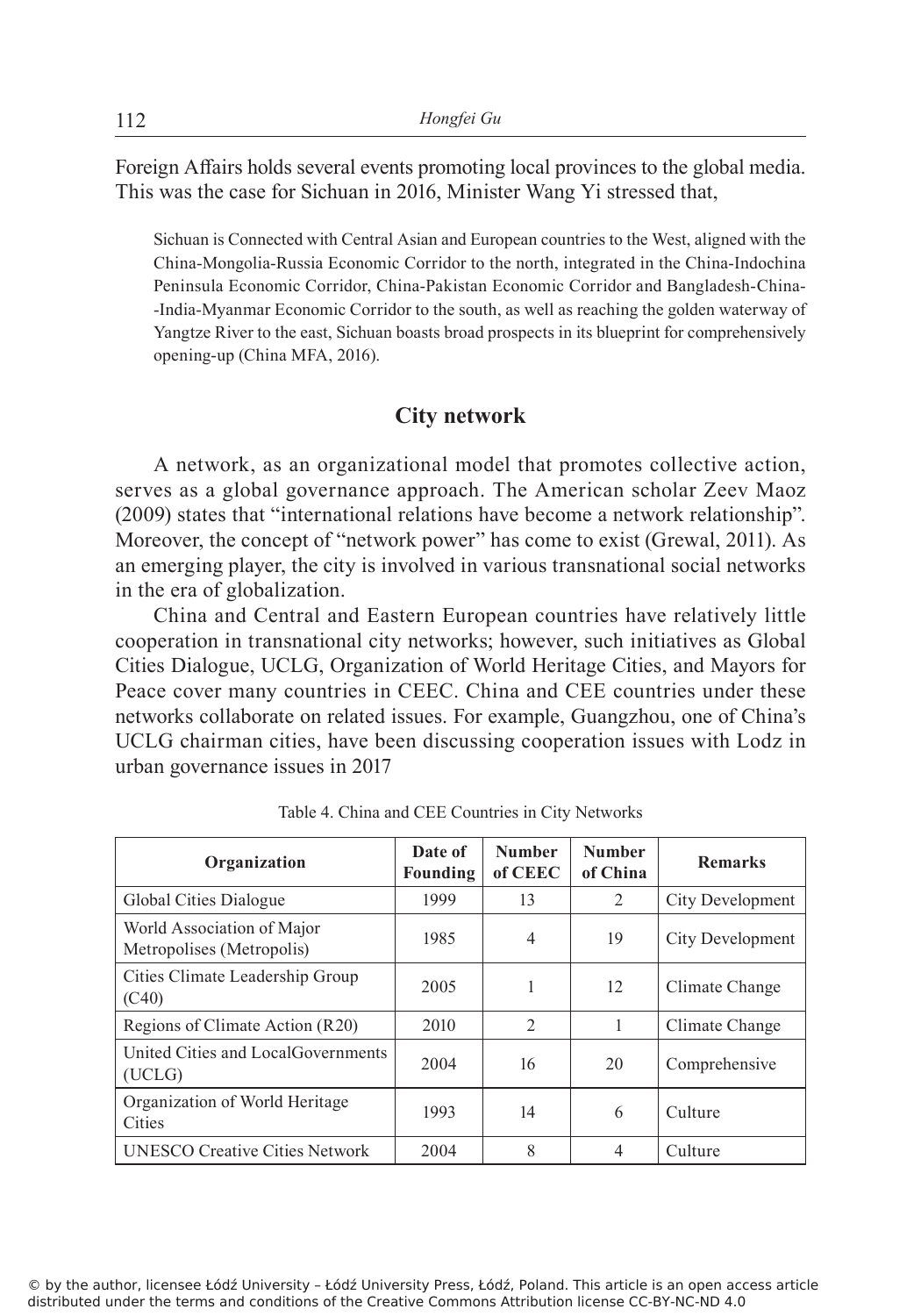Foreign Affairs holds several events promoting local provinces to the global media. This was the case for Sichuan in 2016, Minister Wang Yi stressed that,

> Sichuan is Connected with Central Asian and European countries to the West, aligned with the China-Mongolia-Russia Economic Corridor to the north, integrated in the China-Indochina Peninsula Economic Corridor, China-Pakistan Economic Corridor and Bangladesh-China--India-Myanmar Economic Corridor to the south, as well as reaching the golden waterway of Yangtze River to the east, Sichuan boasts broad prospects in its blueprint for comprehensively opening-up (China MFA, 2016).

## City network

A network, as an organizational model that promotes collective action, serves as a global governance approach. The American scholar Zeev Maoz (2009) states that "international relations have become a network relationship". Moreover, the concept of "network power" has come to exist (Grewal, 2011). As an emerging player, the city is involved in various transnational social networks in the era of globalization.

China and Central and Eastern European countries have relatively little cooperation in transnational city networks; however, such initiatives as Global Cities Dialogue, UCLG, Organization of World Heritage Cities, and Mayors for Peace cover many countries in CEEC. China and CEE countries under these networks collaborate on related issues. For example, Guangzhou, one of China's UCLG chairman cities, have been discussing cooperation issues with Lodz in urban governance issues in 2017

Table 4. China and CEE Countries in City Networks

| Organization | Date of Founding | Number of CEEC | Number of China | Remarks |
|---|---|---|---|---|
| Global Cities Dialogue | 1999 | 13 | 2 | City Development |
| World Association of Major Metropolises (Metropolis) | 1985 | 4 | 19 | City Development |
| Cities Climate Leadership Group (C40) | 2005 | 1 | 12 | Climate Change |
| Regions of Climate Action (R20) | 2010 | 2 | 1 | Climate Change |
| United Cities and LocalGovernments (UCLG) | 2004 | 16 | 20 | Comprehensive |
| Organization of World Heritage Cities | 1993 | 14 | 6 | Culture |
| UNESCO Creative Cities Network | 2004 | 8 | 4 | Culture |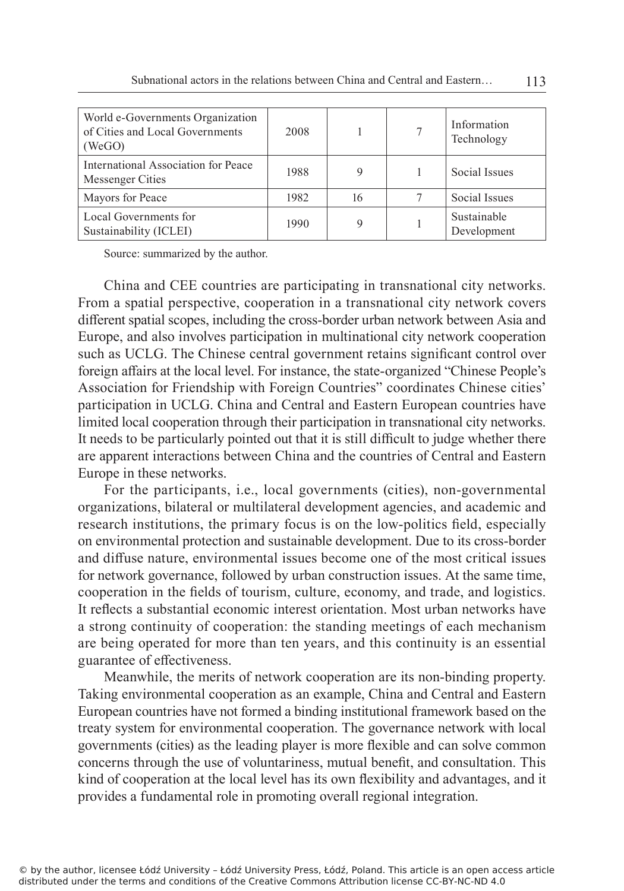| World e-Governments Organization of Cities and Local Governments (WeGO) | 2008 | 1 | 7 | Information Technology |
|---|---|---|---|---|
| International Association for Peace Messenger Cities | 1988 | 9 | 1 | Social Issues |
| Mayors for Peace | 1982 | 16 | 7 | Social Issues |
| Local Governments for Sustainability (ICLEI) | 1990 | 9 | 1 | Sustainable Development |

Source: summarized by the author.

China and CEE countries are participating in transnational city networks. From a spatial perspective, cooperation in a transnational city network covers different spatial scopes, including the cross-border urban network between Asia and Europe, and also involves participation in multinational city network cooperation such as UCLG. The Chinese central government retains significant control over foreign affairs at the local level. For instance, the state-organized "Chinese People's Association for Friendship with Foreign Countries" coordinates Chinese cities' participation in UCLG. China and Central and Eastern European countries have limited local cooperation through their participation in transnational city networks. It needs to be particularly pointed out that it is still difficult to judge whether there are apparent interactions between China and the countries of Central and Eastern Europe in these networks.

For the participants, i.e., local governments (cities), non-governmental organizations, bilateral or multilateral development agencies, and academic and research institutions, the primary focus is on the low-politics field, especially on environmental protection and sustainable development. Due to its cross-border and diffuse nature, environmental issues become one of the most critical issues for network governance, followed by urban construction issues. At the same time, cooperation in the fields of tourism, culture, economy, and trade, and logistics. It reflects a substantial economic interest orientation. Most urban networks have a strong continuity of cooperation: the standing meetings of each mechanism are being operated for more than ten years, and this continuity is an essential guarantee of effectiveness.

Meanwhile, the merits of network cooperation are its non-binding property. Taking environmental cooperation as an example, China and Central and Eastern European countries have not formed a binding institutional framework based on the treaty system for environmental cooperation. The governance network with local governments (cities) as the leading player is more flexible and can solve common concerns through the use of voluntariness, mutual benefit, and consultation. This kind of cooperation at the local level has its own flexibility and advantages, and it provides a fundamental role in promoting overall regional integration.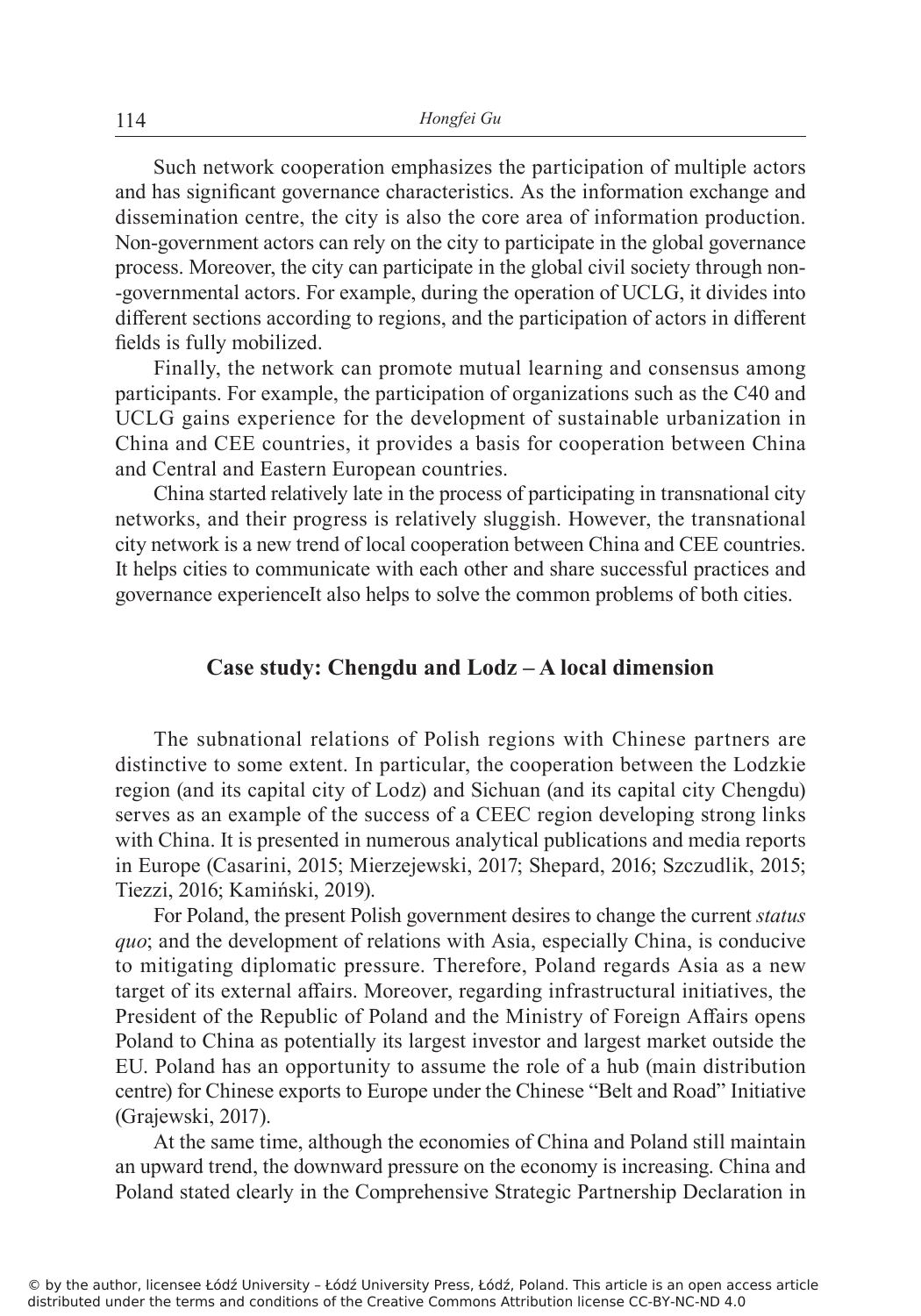Such network cooperation emphasizes the participation of multiple actors and has significant governance characteristics. As the information exchange and dissemination centre, the city is also the core area of information production. Non-government actors can rely on the city to participate in the global governance process. Moreover, the city can participate in the global civil society through non--governmental actors. For example, during the operation of UCLG, it divides into different sections according to regions, and the participation of actors in different fields is fully mobilized.

Finally, the network can promote mutual learning and consensus among participants. For example, the participation of organizations such as the C40 and UCLG gains experience for the development of sustainable urbanization in China and CEE countries, it provides a basis for cooperation between China and Central and Eastern European countries.

China started relatively late in the process of participating in transnational city networks, and their progress is relatively sluggish. However, the transnational city network is a new trend of local cooperation between China and CEE countries. It helps cities to communicate with each other and share successful practices and governance experienceIt also helps to solve the common problems of both cities.

## Case study: Chengdu and Lodz – A local dimension

The subnational relations of Polish regions with Chinese partners are distinctive to some extent. In particular, the cooperation between the Lodzkie region (and its capital city of Lodz) and Sichuan (and its capital city Chengdu) serves as an example of the success of a CEEC region developing strong links with China. It is presented in numerous analytical publications and media reports in Europe (Casarini, 2015; Mierzejewski, 2017; Shepard, 2016; Szczudlik, 2015; Tiezzi, 2016; Kamiński, 2019).

For Poland, the present Polish government desires to change the current *status quo*; and the development of relations with Asia, especially China, is conducive to mitigating diplomatic pressure. Therefore, Poland regards Asia as a new target of its external affairs. Moreover, regarding infrastructural initiatives, the President of the Republic of Poland and the Ministry of Foreign Affairs opens Poland to China as potentially its largest investor and largest market outside the EU. Poland has an opportunity to assume the role of a hub (main distribution centre) for Chinese exports to Europe under the Chinese "Belt and Road" Initiative (Grajewski, 2017).

At the same time, although the economies of China and Poland still maintain an upward trend, the downward pressure on the economy is increasing. China and Poland stated clearly in the Comprehensive Strategic Partnership Declaration in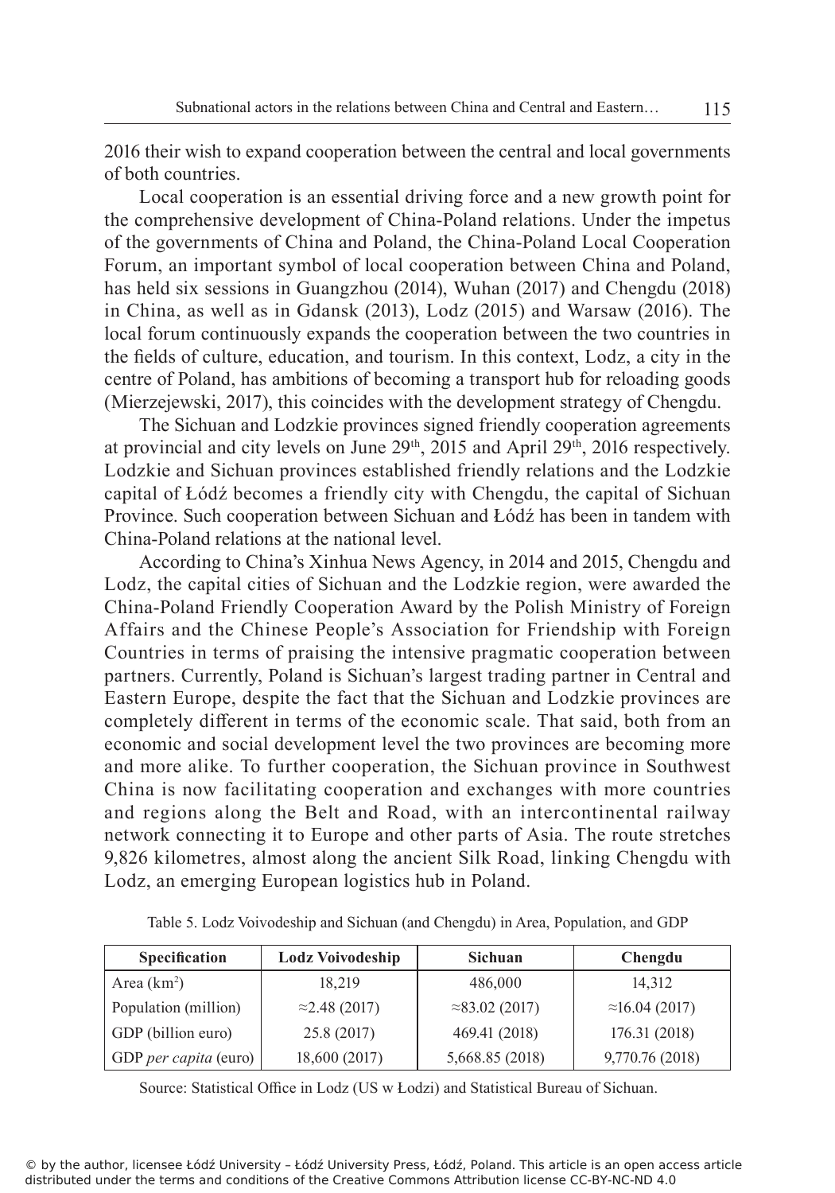2016 their wish to expand cooperation between the central and local governments of both countries.

Local cooperation is an essential driving force and a new growth point for the comprehensive development of China-Poland relations. Under the impetus of the governments of China and Poland, the China-Poland Local Cooperation Forum, an important symbol of local cooperation between China and Poland, has held six sessions in Guangzhou (2014), Wuhan (2017) and Chengdu (2018) in China, as well as in Gdansk (2013), Lodz (2015) and Warsaw (2016). The local forum continuously expands the cooperation between the two countries in the fields of culture, education, and tourism. In this context, Lodz, a city in the centre of Poland, has ambitions of becoming a transport hub for reloading goods (Mierzejewski, 2017), this coincides with the development strategy of Chengdu.

The Sichuan and Lodzkie provinces signed friendly cooperation agreements at provincial and city levels on June 29th, 2015 and April 29th, 2016 respectively. Lodzkie and Sichuan provinces established friendly relations and the Lodzkie capital of Łódź becomes a friendly city with Chengdu, the capital of Sichuan Province. Such cooperation between Sichuan and Łódź has been in tandem with China-Poland relations at the national level.

According to China's Xinhua News Agency, in 2014 and 2015, Chengdu and Lodz, the capital cities of Sichuan and the Lodzkie region, were awarded the China-Poland Friendly Cooperation Award by the Polish Ministry of Foreign Affairs and the Chinese People's Association for Friendship with Foreign Countries in terms of praising the intensive pragmatic cooperation between partners. Currently, Poland is Sichuan's largest trading partner in Central and Eastern Europe, despite the fact that the Sichuan and Lodzkie provinces are completely different in terms of the economic scale. That said, both from an economic and social development level the two provinces are becoming more and more alike. To further cooperation, the Sichuan province in Southwest China is now facilitating cooperation and exchanges with more countries and regions along the Belt and Road, with an intercontinental railway network connecting it to Europe and other parts of Asia. The route stretches 9,826 kilometres, almost along the ancient Silk Road, linking Chengdu with Lodz, an emerging European logistics hub in Poland.

Table 5. Lodz Voivodeship and Sichuan (and Chengdu) in Area, Population, and GDP

| Specification | Lodz Voivodeship | Sichuan | Chengdu |
|---|---|---|---|
| Area (km$^2$) | 18,219 | 486,000 | 14,312 |
| Population (million) | ≈2.48 (2017) | ≈83.02 (2017) | ≈16.04 (2017) |
| GDP (billion euro) | 25.8 (2017) | 469.41 (2018) | 176.31 (2018) |
| GDP *per capita* (euro) | 18,600 (2017) | 5,668.85 (2018) | 9,770.76 (2018) |

Source: Statistical Office in Lodz (US w Łodzi) and Statistical Bureau of Sichuan.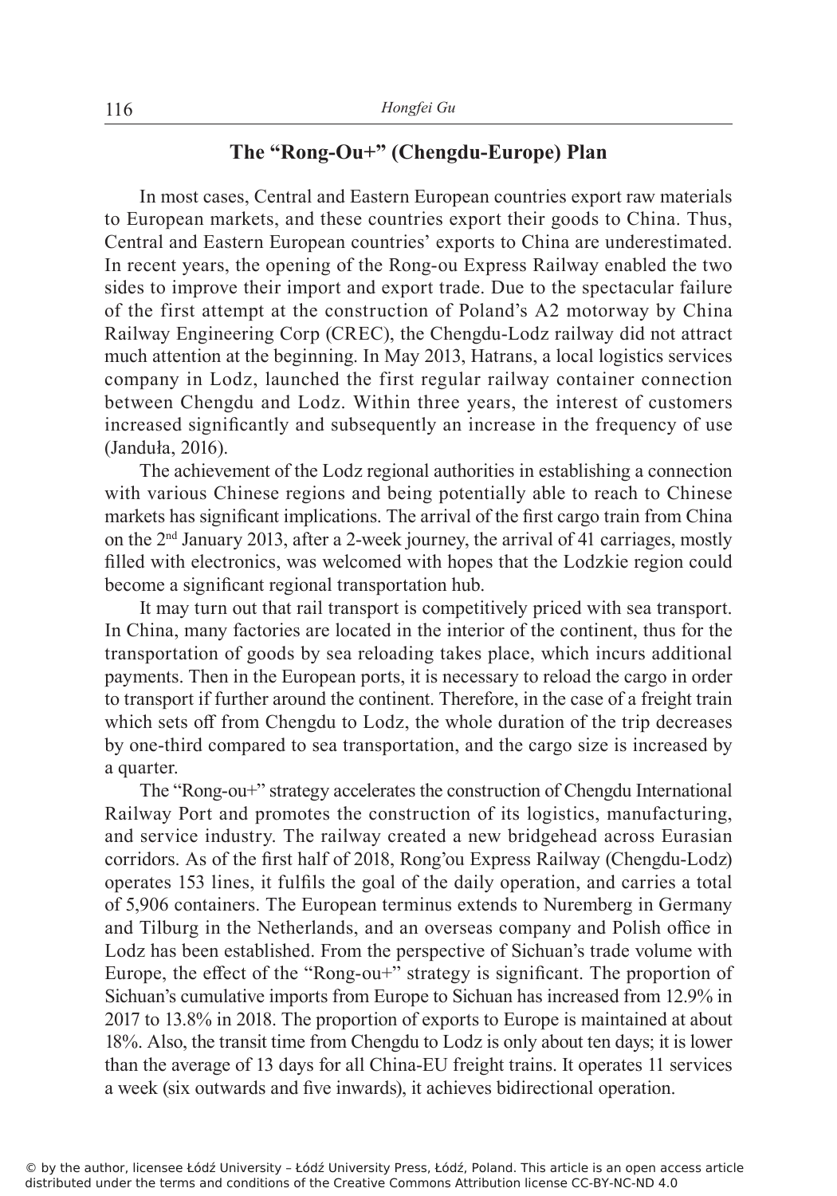## The "Rong-Ou+" (Chengdu-Europe) Plan

In most cases, Central and Eastern European countries export raw materials to European markets, and these countries export their goods to China. Thus, Central and Eastern European countries' exports to China are underestimated. In recent years, the opening of the Rong-ou Express Railway enabled the two sides to improve their import and export trade. Due to the spectacular failure of the first attempt at the construction of Poland's A2 motorway by China Railway Engineering Corp (CREC), the Chengdu-Lodz railway did not attract much attention at the beginning. In May 2013, Hatrans, a local logistics services company in Lodz, launched the first regular railway container connection between Chengdu and Lodz. Within three years, the interest of customers increased significantly and subsequently an increase in the frequency of use (Janduła, 2016).

The achievement of the Lodz regional authorities in establishing a connection with various Chinese regions and being potentially able to reach to Chinese markets has significant implications. The arrival of the first cargo train from China on the 2nd January 2013, after a 2-week journey, the arrival of 41 carriages, mostly filled with electronics, was welcomed with hopes that the Lodzkie region could become a significant regional transportation hub.

It may turn out that rail transport is competitively priced with sea transport. In China, many factories are located in the interior of the continent, thus for the transportation of goods by sea reloading takes place, which incurs additional payments. Then in the European ports, it is necessary to reload the cargo in order to transport if further around the continent. Therefore, in the case of a freight train which sets off from Chengdu to Lodz, the whole duration of the trip decreases by one-third compared to sea transportation, and the cargo size is increased by a quarter.

The "Rong-ou+" strategy accelerates the construction of Chengdu International Railway Port and promotes the construction of its logistics, manufacturing, and service industry. The railway created a new bridgehead across Eurasian corridors. As of the first half of 2018, Rong'ou Express Railway (Chengdu-Lodz) operates 153 lines, it fulfils the goal of the daily operation, and carries a total of 5,906 containers. The European terminus extends to Nuremberg in Germany and Tilburg in the Netherlands, and an overseas company and Polish office in Lodz has been established. From the perspective of Sichuan's trade volume with Europe, the effect of the "Rong-ou+" strategy is significant. The proportion of Sichuan's cumulative imports from Europe to Sichuan has increased from 12.9% in 2017 to 13.8% in 2018. The proportion of exports to Europe is maintained at about 18%. Also, the transit time from Chengdu to Lodz is only about ten days; it is lower than the average of 13 days for all China-EU freight trains. It operates 11 services a week (six outwards and five inwards), it achieves bidirectional operation.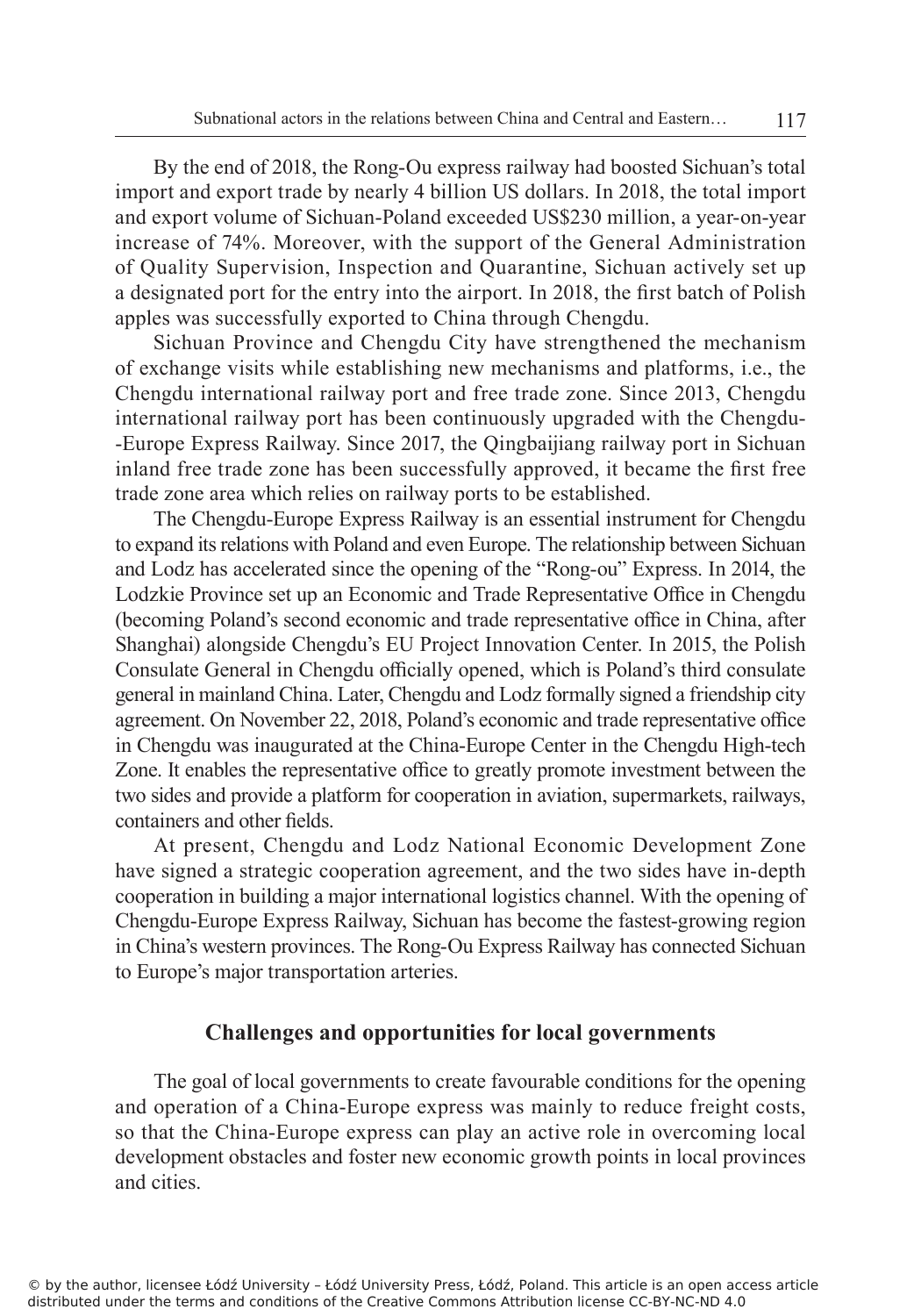By the end of 2018, the Rong-Ou express railway had boosted Sichuan's total import and export trade by nearly 4 billion US dollars. In 2018, the total import and export volume of Sichuan-Poland exceeded US$230 million, a year-on-year increase of 74%. Moreover, with the support of the General Administration of Quality Supervision, Inspection and Quarantine, Sichuan actively set up a designated port for the entry into the airport. In 2018, the first batch of Polish apples was successfully exported to China through Chengdu.

Sichuan Province and Chengdu City have strengthened the mechanism of exchange visits while establishing new mechanisms and platforms, i.e., the Chengdu international railway port and free trade zone. Since 2013, Chengdu international railway port has been continuously upgraded with the Chengdu--Europe Express Railway. Since 2017, the Qingbaijiang railway port in Sichuan inland free trade zone has been successfully approved, it became the first free trade zone area which relies on railway ports to be established.

The Chengdu-Europe Express Railway is an essential instrument for Chengdu to expand its relations with Poland and even Europe. The relationship between Sichuan and Lodz has accelerated since the opening of the "Rong-ou" Express. In 2014, the Lodzkie Province set up an Economic and Trade Representative Office in Chengdu (becoming Poland's second economic and trade representative office in China, after Shanghai) alongside Chengdu's EU Project Innovation Center. In 2015, the Polish Consulate General in Chengdu officially opened, which is Poland's third consulate general in mainland China. Later, Chengdu and Lodz formally signed a friendship city agreement. On November 22, 2018, Poland's economic and trade representative office in Chengdu was inaugurated at the China-Europe Center in the Chengdu High-tech Zone. It enables the representative office to greatly promote investment between the two sides and provide a platform for cooperation in aviation, supermarkets, railways, containers and other fields.

At present, Chengdu and Lodz National Economic Development Zone have signed a strategic cooperation agreement, and the two sides have in-depth cooperation in building a major international logistics channel. With the opening of Chengdu-Europe Express Railway, Sichuan has become the fastest-growing region in China's western provinces. The Rong-Ou Express Railway has connected Sichuan to Europe's major transportation arteries.

## Challenges and opportunities for local governments

The goal of local governments to create favourable conditions for the opening and operation of a China-Europe express was mainly to reduce freight costs, so that the China-Europe express can play an active role in overcoming local development obstacles and foster new economic growth points in local provinces and cities.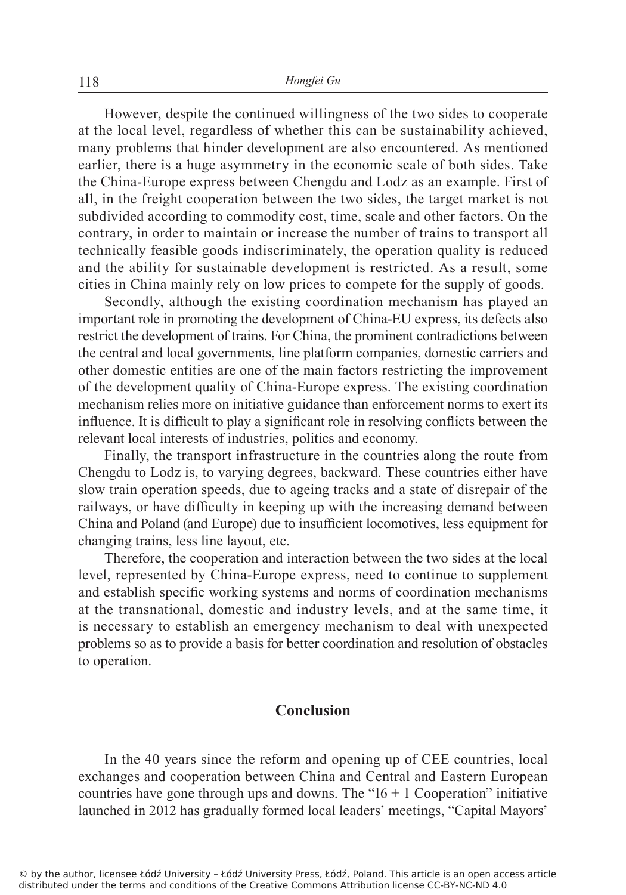However, despite the continued willingness of the two sides to cooperate at the local level, regardless of whether this can be sustainability achieved, many problems that hinder development are also encountered. As mentioned earlier, there is a huge asymmetry in the economic scale of both sides. Take the China-Europe express between Chengdu and Lodz as an example. First of all, in the freight cooperation between the two sides, the target market is not subdivided according to commodity cost, time, scale and other factors. On the contrary, in order to maintain or increase the number of trains to transport all technically feasible goods indiscriminately, the operation quality is reduced and the ability for sustainable development is restricted. As a result, some cities in China mainly rely on low prices to compete for the supply of goods.

Secondly, although the existing coordination mechanism has played an important role in promoting the development of China-EU express, its defects also restrict the development of trains. For China, the prominent contradictions between the central and local governments, line platform companies, domestic carriers and other domestic entities are one of the main factors restricting the improvement of the development quality of China-Europe express. The existing coordination mechanism relies more on initiative guidance than enforcement norms to exert its influence. It is difficult to play a significant role in resolving conflicts between the relevant local interests of industries, politics and economy.

Finally, the transport infrastructure in the countries along the route from Chengdu to Lodz is, to varying degrees, backward. These countries either have slow train operation speeds, due to ageing tracks and a state of disrepair of the railways, or have difficulty in keeping up with the increasing demand between China and Poland (and Europe) due to insufficient locomotives, less equipment for changing trains, less line layout, etc.

Therefore, the cooperation and interaction between the two sides at the local level, represented by China-Europe express, need to continue to supplement and establish specific working systems and norms of coordination mechanisms at the transnational, domestic and industry levels, and at the same time, it is necessary to establish an emergency mechanism to deal with unexpected problems so as to provide a basis for better coordination and resolution of obstacles to operation.

## Conclusion

In the 40 years since the reform and opening up of CEE countries, local exchanges and cooperation between China and Central and Eastern European countries have gone through ups and downs. The "16 + 1 Cooperation" initiative launched in 2012 has gradually formed local leaders' meetings, "Capital Mayors'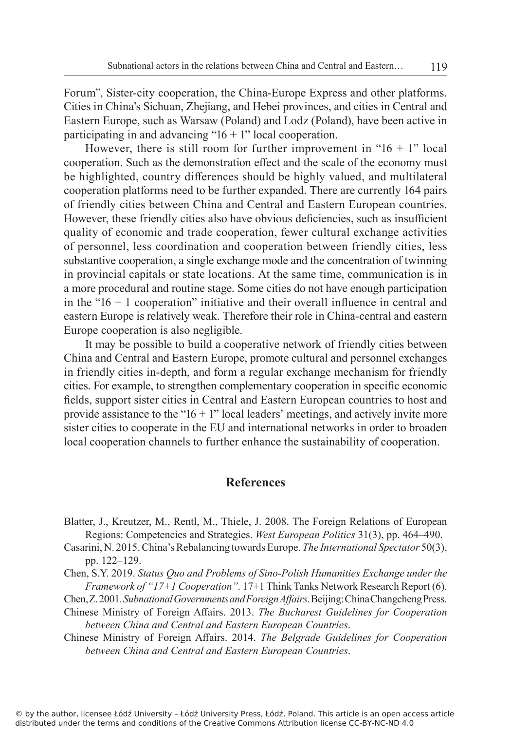Forum", Sister-city cooperation, the China-Europe Express and other platforms. Cities in China's Sichuan, Zhejiang, and Hebei provinces, and cities in Central and Eastern Europe, such as Warsaw (Poland) and Lodz (Poland), have been active in participating in and advancing "16 + 1" local cooperation.

However, there is still room for further improvement in "16 + 1" local cooperation. Such as the demonstration effect and the scale of the economy must be highlighted, country differences should be highly valued, and multilateral cooperation platforms need to be further expanded. There are currently 164 pairs of friendly cities between China and Central and Eastern European countries. However, these friendly cities also have obvious deficiencies, such as insufficient quality of economic and trade cooperation, fewer cultural exchange activities of personnel, less coordination and cooperation between friendly cities, less substantive cooperation, a single exchange mode and the concentration of twinning in provincial capitals or state locations. At the same time, communication is in a more procedural and routine stage. Some cities do not have enough participation in the "16 + 1 cooperation" initiative and their overall influence in central and eastern Europe is relatively weak. Therefore their role in China-central and eastern Europe cooperation is also negligible.

It may be possible to build a cooperative network of friendly cities between China and Central and Eastern Europe, promote cultural and personnel exchanges in friendly cities in-depth, and form a regular exchange mechanism for friendly cities. For example, to strengthen complementary cooperation in specific economic fields, support sister cities in Central and Eastern European countries to host and provide assistance to the "16 + 1" local leaders' meetings, and actively invite more sister cities to cooperate in the EU and international networks in order to broaden local cooperation channels to further enhance the sustainability of cooperation.

## References

Blatter, J., Kreutzer, M., Rentl, M., Thiele, J. 2008. The Foreign Relations of European Regions: Competencies and Strategies. *West European Politics* 31(3), pp. 464–490.

Casarini, N. 2015. China's Rebalancing towards Europe. *The International Spectator* 50(3), pp. 122–129.

Chen, S.Y. 2019. *Status Quo and Problems of Sino-Polish Humanities Exchange under the Framework of "17+1 Cooperation"*. 17+1 Think Tanks Network Research Report (6).

Chen, Z. 2001. *Subnational Governments and Foreign Affairs*. Beijing: China Changcheng Press.

Chinese Ministry of Foreign Affairs. 2013. *The Bucharest Guidelines for Cooperation between China and Central and Eastern European Countries*.

Chinese Ministry of Foreign Affairs. 2014. *The Belgrade Guidelines for Cooperation between China and Central and Eastern European Countries*.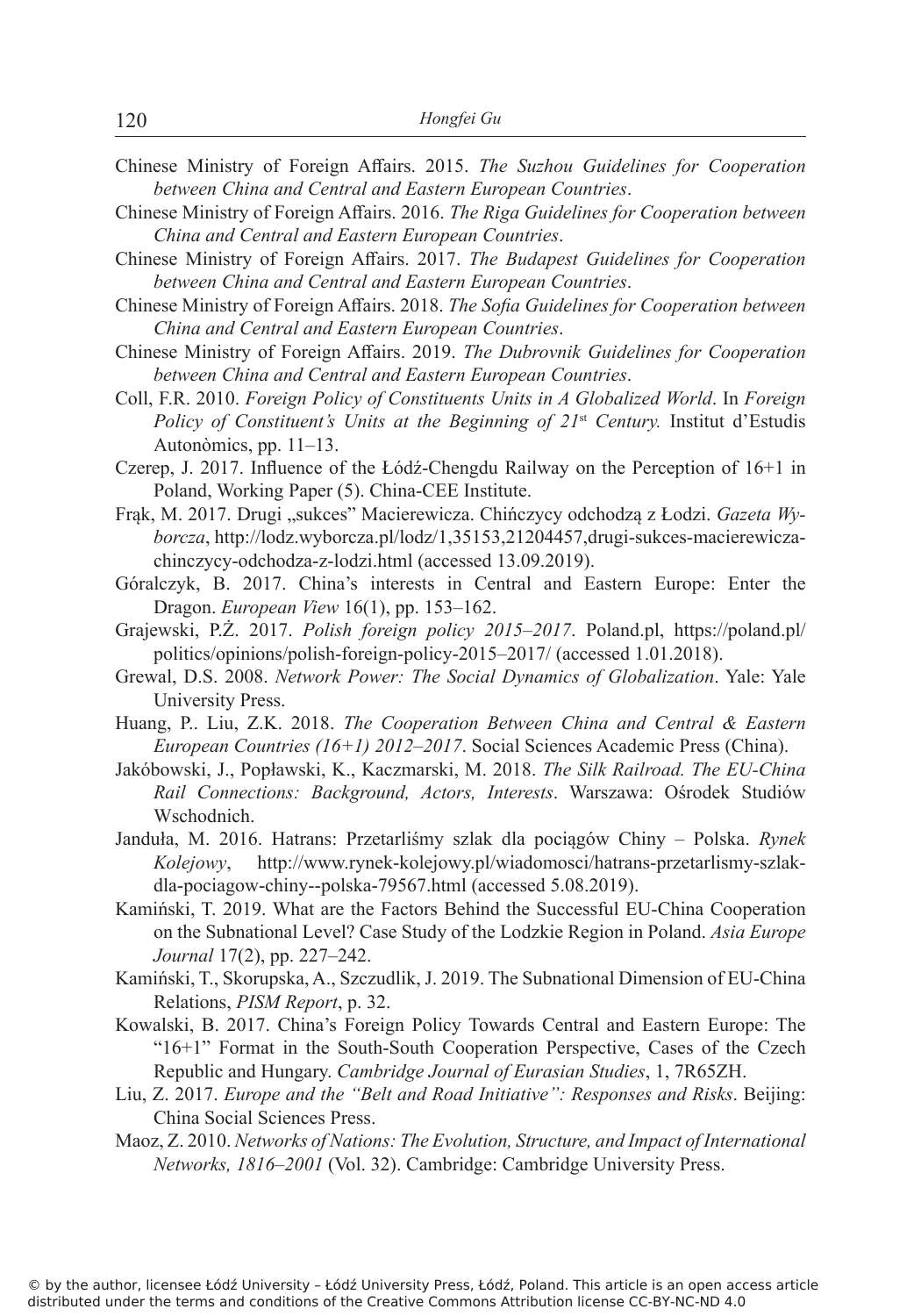Chinese Ministry of Foreign Affairs. 2015. *The Suzhou Guidelines for Cooperation between China and Central and Eastern European Countries*.

Chinese Ministry of Foreign Affairs. 2016. *The Riga Guidelines for Cooperation between China and Central and Eastern European Countries*.

Chinese Ministry of Foreign Affairs. 2017. *The Budapest Guidelines for Cooperation between China and Central and Eastern European Countries*.

Chinese Ministry of Foreign Affairs. 2018. *The Sofia Guidelines for Cooperation between China and Central and Eastern European Countries*.

Chinese Ministry of Foreign Affairs. 2019. *The Dubrovnik Guidelines for Cooperation between China and Central and Eastern European Countries*.

Coll, F.R. 2010. *Foreign Policy of Constituents Units in A Globalized World*. In *Foreign Policy of Constituent's Units at the Beginning of 21st Century.* Institut d'Estudis Autonòmics, pp. 11–13.

Czerep, J. 2017. Influence of the Łódź-Chengdu Railway on the Perception of 16+1 in Poland, Working Paper (5). China-CEE Institute.

Frąk, M. 2017. Drugi „sukces" Macierewicza. Chińczycy odchodzą z Łodzi. *Gazeta Wyborcza*, http://lodz.wyborcza.pl/lodz/1,35153,21204457,drugi-sukces-macierewicza-chinczycy-odchodza-z-lodzi.html (accessed 13.09.2019).

Góralczyk, B. 2017. China's interests in Central and Eastern Europe: Enter the Dragon. *European View* 16(1), pp. 153–162.

Grajewski, P.Ż. 2017. *Polish foreign policy 2015–2017*. Poland.pl, https://poland.pl/politics/opinions/polish-foreign-policy-2015–2017/ (accessed 1.01.2018).

Grewal, D.S. 2008. *Network Power: The Social Dynamics of Globalization*. Yale: Yale University Press.

Huang, P.. Liu, Z.K. 2018. *The Cooperation Between China and Central & Eastern European Countries (16+1) 2012–2017*. Social Sciences Academic Press (China).

Jakóbowski, J., Popławski, K., Kaczmarski, M. 2018. *The Silk Railroad. The EU-China Rail Connections: Background, Actors, Interests*. Warszawa: Ośrodek Studiów Wschodnich.

Janduła, M. 2016. Hatrans: Przetarliśmy szlak dla pociągów Chiny – Polska. *Rynek Kolejowy*, http://www.rynek-kolejowy.pl/wiadomosci/hatrans-przetarlismy-szlak-dla-pociagow-chiny--polska-79567.html (accessed 5.08.2019).

Kamiński, T. 2019. What are the Factors Behind the Successful EU-China Cooperation on the Subnational Level? Case Study of the Lodzkie Region in Poland. *Asia Europe Journal* 17(2), pp. 227–242.

Kamiński, T., Skorupska, A., Szczudlik, J. 2019. The Subnational Dimension of EU-China Relations, *PISM Report*, p. 32.

Kowalski, B. 2017. China's Foreign Policy Towards Central and Eastern Europe: The "16+1" Format in the South-South Cooperation Perspective, Cases of the Czech Republic and Hungary. *Cambridge Journal of Eurasian Studies*, 1, 7R65ZH.

Liu, Z. 2017. *Europe and the "Belt and Road Initiative": Responses and Risks*. Beijing: China Social Sciences Press.

Maoz, Z. 2010. *Networks of Nations: The Evolution, Structure, and Impact of International Networks, 1816–2001* (Vol. 32). Cambridge: Cambridge University Press.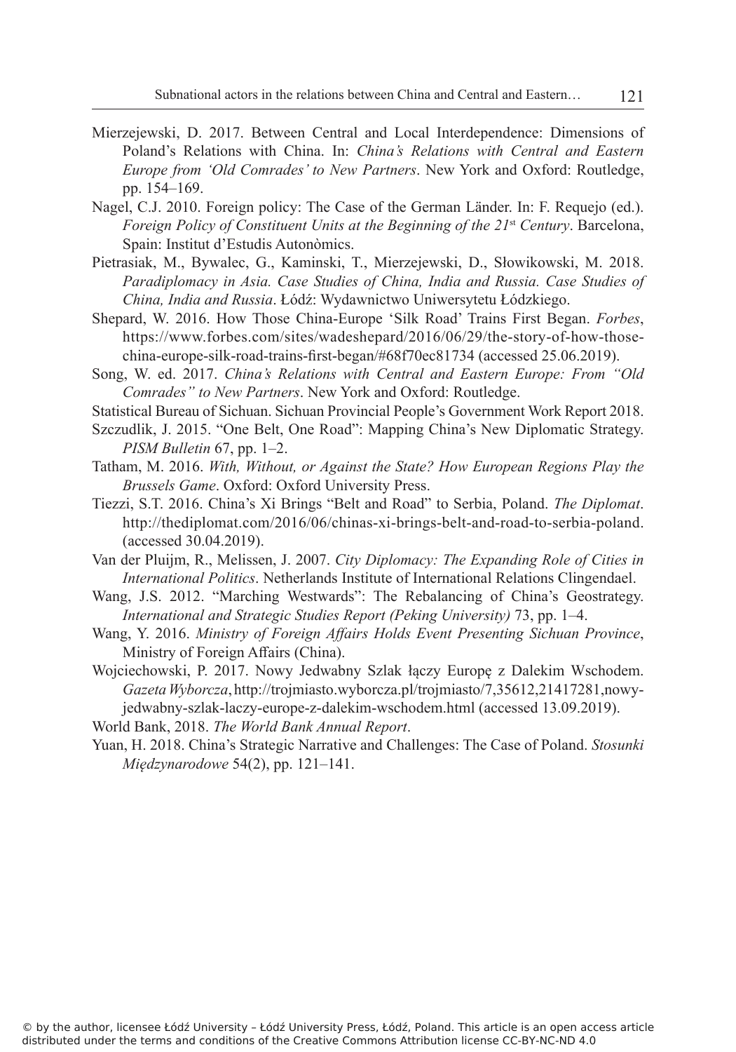Mierzejewski, D. 2017. Between Central and Local Interdependence: Dimensions of Poland's Relations with China. In: *China's Relations with Central and Eastern Europe from 'Old Comrades' to New Partners*. New York and Oxford: Routledge, pp. 154–169.

Nagel, C.J. 2010. Foreign policy: The Case of the German Länder. In: F. Requejo (ed.). *Foreign Policy of Constituent Units at the Beginning of the 21st Century*. Barcelona, Spain: Institut d'Estudis Autonòmics.

Pietrasiak, M., Bywalec, G., Kaminski, T., Mierzejewski, D., Słowikowski, M. 2018. *Paradiplomacy in Asia. Case Studies of China, India and Russia. Case Studies of China, India and Russia*. Łódź: Wydawnictwo Uniwersytetu Łódzkiego.

Shepard, W. 2016. How Those China-Europe 'Silk Road' Trains First Began. *Forbes*, https://www.forbes.com/sites/wadeshepard/2016/06/29/the-story-of-how-those-china-europe-silk-road-trains-first-began/#68f70ec81734 (accessed 25.06.2019).

Song, W. ed. 2017. *China's Relations with Central and Eastern Europe: From "Old Comrades" to New Partners*. New York and Oxford: Routledge.

Statistical Bureau of Sichuan. Sichuan Provincial People's Government Work Report 2018.

Szczudlik, J. 2015. "One Belt, One Road": Mapping China's New Diplomatic Strategy. *PISM Bulletin* 67, pp. 1–2.

Tatham, M. 2016. *With, Without, or Against the State? How European Regions Play the Brussels Game*. Oxford: Oxford University Press.

Tiezzi, S.T. 2016. China's Xi Brings "Belt and Road" to Serbia, Poland. *The Diplomat*. http://thediplomat.com/2016/06/chinas-xi-brings-belt-and-road-to-serbia-poland. (accessed 30.04.2019).

Van der Pluijm, R., Melissen, J. 2007. *City Diplomacy: The Expanding Role of Cities in International Politics*. Netherlands Institute of International Relations Clingendael.

Wang, J.S. 2012. "Marching Westwards": The Rebalancing of China's Geostrategy. *International and Strategic Studies Report (Peking University)* 73, pp. 1–4.

Wang, Y. 2016. *Ministry of Foreign Affairs Holds Event Presenting Sichuan Province*, Ministry of Foreign Affairs (China).

Wojciechowski, P. 2017. Nowy Jedwabny Szlak łączy Europę z Dalekim Wschodem. *Gazeta Wyborcza*, http://trojmiasto.wyborcza.pl/trojmiasto/7,35612,21417281,nowy-jedwabny-szlak-laczy-europe-z-dalekim-wschodem.html (accessed 13.09.2019).

World Bank, 2018. *The World Bank Annual Report*.

Yuan, H. 2018. China's Strategic Narrative and Challenges: The Case of Poland. *Stosunki Międzynarodowe* 54(2), pp. 121–141.

© by the author, licensee Łódź University – Łódź University Press, Łódź, Poland. This article is an open access article distributed under the terms and conditions of the Creative Commons Attribution license CC-BY-NC-ND 4.0